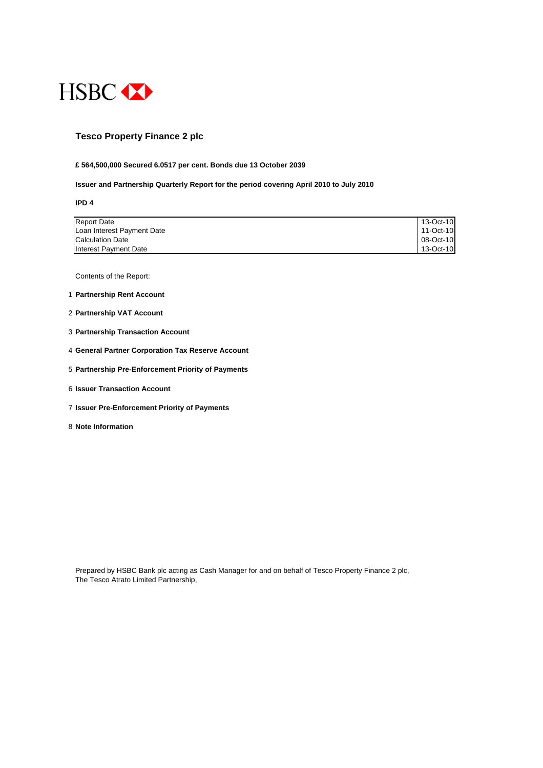HSBC

# Tesco Property Finance 2 plc

**£ 564,500,000 Secured 6.0517 per cent. Bonds due 13 October 2039**

**Issuer and Partnership Quarterly Report for the period covering April 2010 to July 2010**

**IPD 4**

| | |
|---|---|
| Report Date | 13-Oct-10 |
| Loan Interest Payment Date | 11-Oct-10 |
| Calculation Date | 08-Oct-10 |
| Interest Payment Date | 13-Oct-10 |

Contents of the Report:

1. **Partnership Rent Account**
2. **Partnership VAT Account**
3. **Partnership Transaction Account**
4. **General Partner Corporation Tax Reserve Account**
5. **Partnership Pre-Enforcement Priority of Payments**
6. **Issuer Transaction Account**
7. **Issuer Pre-Enforcement Priority of Payments**
8. **Note Information**

Prepared by HSBC Bank plc acting as Cash Manager for and on behalf of Tesco Property Finance 2 plc,
The Tesco Atrato Limited Partnership,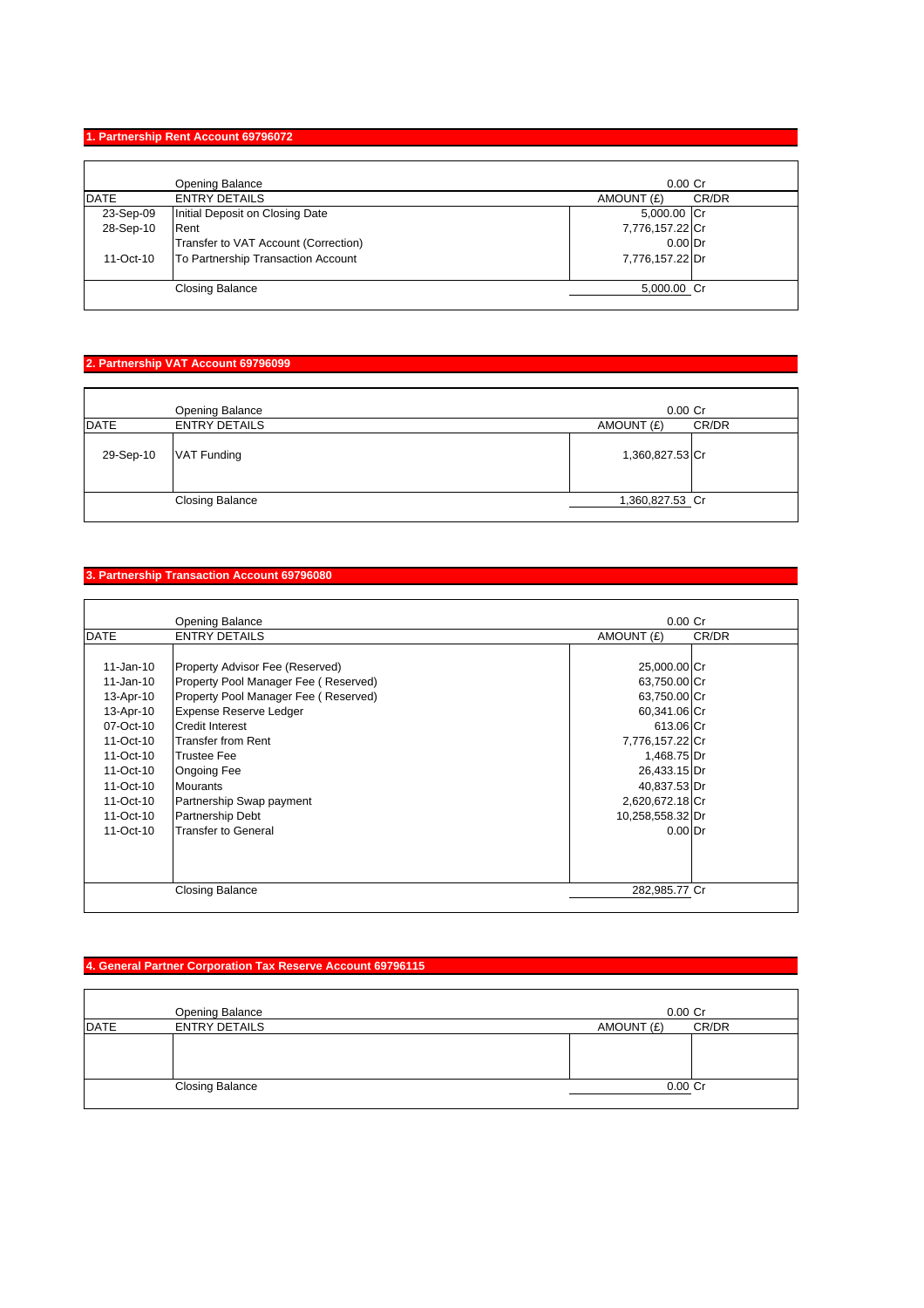## 1. Partnership Rent Account 69796072

| DATE | ENTRY DETAILS | AMOUNT (£) | CR/DR |
|---|---|---|---|
| | Opening Balance | 0.00 | Cr |
| 23-Sep-09 | Initial Deposit on Closing Date | 5,000.00 | Cr |
| 28-Sep-10 | Rent | 7,776,157.22 | Cr |
| | Transfer to VAT Account (Correction) | 0.00 | Dr |
| 11-Oct-10 | To Partnership Transaction Account | 7,776,157.22 | Dr |
| | Closing Balance | 5,000.00 | Cr |

## 2. Partnership VAT Account 69796099

| DATE | ENTRY DETAILS | AMOUNT (£) | CR/DR |
|---|---|---|---|
| | Opening Balance | 0.00 | Cr |
| 29-Sep-10 | VAT Funding | 1,360,827.53 | Cr |
| | Closing Balance | 1,360,827.53 | Cr |

## 3. Partnership Transaction Account 69796080

| DATE | ENTRY DETAILS | AMOUNT (£) | CR/DR |
|---|---|---|---|
| | Opening Balance | 0.00 | Cr |
| 11-Jan-10 | Property Advisor Fee (Reserved) | 25,000.00 | Cr |
| 11-Jan-10 | Property Pool Manager Fee ( Reserved) | 63,750.00 | Cr |
| 13-Apr-10 | Property Pool Manager Fee ( Reserved) | 63,750.00 | Cr |
| 13-Apr-10 | Expense Reserve Ledger | 60,341.06 | Cr |
| 07-Oct-10 | Credit Interest | 613.06 | Cr |
| 11-Oct-10 | Transfer from Rent | 7,776,157.22 | Cr |
| 11-Oct-10 | Trustee Fee | 1,468.75 | Dr |
| 11-Oct-10 | Ongoing Fee | 26,433.15 | Dr |
| 11-Oct-10 | Mourants | 40,837.53 | Dr |
| 11-Oct-10 | Partnership Swap payment | 2,620,672.18 | Cr |
| 11-Oct-10 | Partnership Debt | 10,258,558.32 | Dr |
| 11-Oct-10 | Transfer to General | 0.00 | Dr |
| | Closing Balance | 282,985.77 | Cr |

## 4. General Partner Corporation Tax Reserve Account 69796115

| DATE | ENTRY DETAILS | AMOUNT (£) | CR/DR |
|---|---|---|---|
| | Opening Balance | 0.00 | Cr |
| | Closing Balance | 0.00 | Cr |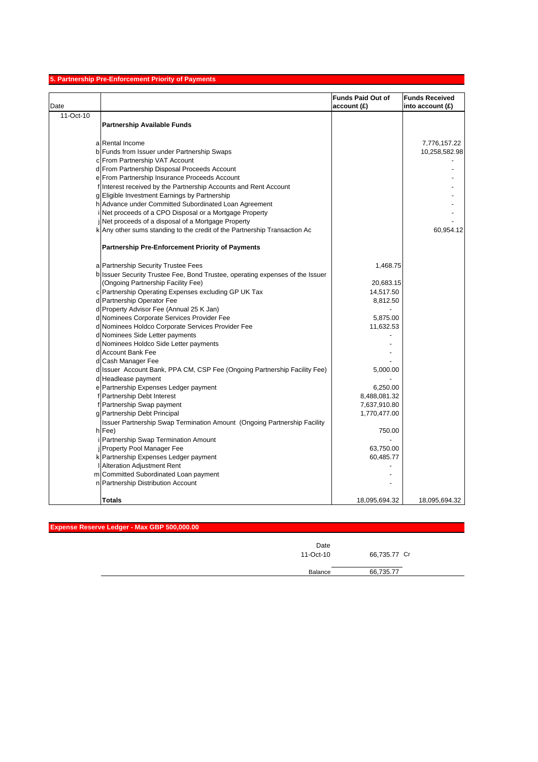## 5. Partnership Pre-Enforcement Priority of Payments

| Date | | | Funds Paid Out of account (£) | Funds Received into account (£) |
|---|---|---|---|---|
| 11-Oct-10 | | **Partnership Available Funds** | | |
| | a | Rental Income | | 7,776,157.22 |
| | b | Funds from Issuer under Partnership Swaps | | 10,258,582.98 |
| | c | From Partnership VAT Account | | - |
| | d | From Partnership Disposal Proceeds Account | | - |
| | e | From Partnership Insurance Proceeds Account | | - |
| | f | Interest received by the Partnership Accounts and Rent Account | | - |
| | g | Eligible Investment Earnings by Partnership | | - |
| | h | Advance under Committed Subordinated Loan Agreement | | - |
| | i | Net proceeds of a CPO Disposal or a Mortgage Property | | - |
| | j | Net proceeds of a disposal of a Mortgage Property | | - |
| | k | Any other sums standing to the credit of the Partnership Transaction Ac | | 60,954.12 |
| | | **Partnership Pre-Enforcement Priority of Payments** | | |
| | a | Partnership Security Trustee Fees | 1,468.75 | |
| | b | Issuer Security Trustee Fee, Bond Trustee, operating expenses of the Issuer (Ongoing Partnership Facility Fee) | 20,683.15 | |
| | c | Partnership Operating Expenses excluding GP UK Tax | 14,517.50 | |
| | d | Partnership Operator Fee | 8,812.50 | |
| | d | Property Advisor Fee (Annual 25 K Jan) | - | |
| | d | Nominees Corporate Services Provider Fee | 5,875.00 | |
| | d | Nominees Holdco Corporate Services Provider Fee | 11,632.53 | |
| | d | Nominees Side Letter payments | - | |
| | d | Nominees Holdco Side Letter payments | - | |
| | d | Account Bank Fee | - | |
| | d | Cash Manager Fee | - | |
| | d | Issuer Account Bank, PPA CM, CSP Fee (Ongoing Partnership Facility Fee) | 5,000.00 | |
| | d | Headlease payment | - | |
| | e | Partnership Expenses Ledger payment | 6,250.00 | |
| | f | Partnership Debt Interest | 8,488,081.32 | |
| | f | Partnership Swap payment | 7,637,910.80 | |
| | g | Partnership Debt Principal | 1,770,477.00 | |
| | h | Issuer Partnership Swap Termination Amount (Ongoing Partnership Facility Fee) | 750.00 | |
| | i | Partnership Swap Termination Amount | - | |
| | j | Property Pool Manager Fee | 63,750.00 | |
| | k | Partnership Expenses Ledger payment | 60,485.77 | |
| | l | Alteration Adjustment Rent | - | |
| | m | Committed Subordinated Loan payment | - | |
| | n | Partnership Distribution Account | - | |
| | | **Totals** | 18,095,694.32 | 18,095,694.32 |

## Expense Reserve Ledger - Max GBP 500,000.00

| Date | | |
|---|---|---|
| 11-Oct-10 | 66,735.77 | Cr |
| Balance | 66,735.77 | |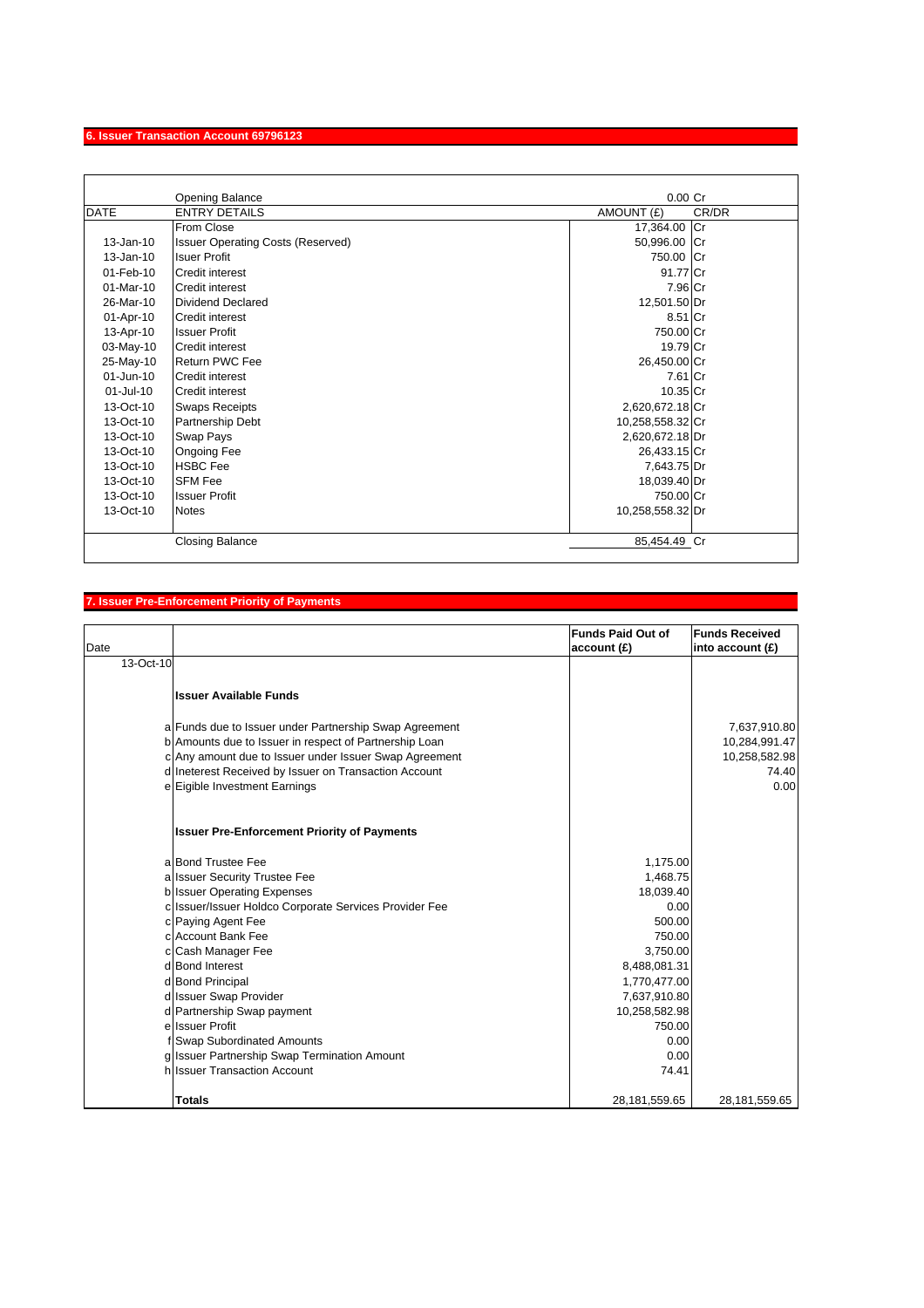## 6. Issuer Transaction Account 69796123

| DATE | ENTRY DETAILS | AMOUNT (£) | CR/DR |
|---|---|---|---|
| | Opening Balance | 0.00 | Cr |
| | From Close | 17,364.00 | Cr |
| 13-Jan-10 | Issuer Operating Costs (Reserved) | 50,996.00 | Cr |
| 13-Jan-10 | Isuer Profit | 750.00 | Cr |
| 01-Feb-10 | Credit interest | 91.77 | Cr |
| 01-Mar-10 | Credit interest | 7.96 | Cr |
| 26-Mar-10 | Dividend Declared | 12,501.50 | Dr |
| 01-Apr-10 | Credit interest | 8.51 | Cr |
| 13-Apr-10 | Issuer Profit | 750.00 | Cr |
| 03-May-10 | Credit interest | 19.79 | Cr |
| 25-May-10 | Return PWC Fee | 26,450.00 | Cr |
| 01-Jun-10 | Credit interest | 7.61 | Cr |
| 01-Jul-10 | Credit interest | 10.35 | Cr |
| 13-Oct-10 | Swaps Receipts | 2,620,672.18 | Cr |
| 13-Oct-10 | Partnership Debt | 10,258,558.32 | Cr |
| 13-Oct-10 | Swap Pays | 2,620,672.18 | Dr |
| 13-Oct-10 | Ongoing Fee | 26,433.15 | Cr |
| 13-Oct-10 | HSBC Fee | 7,643.75 | Dr |
| 13-Oct-10 | SFM Fee | 18,039.40 | Dr |
| 13-Oct-10 | Issuer Profit | 750.00 | Cr |
| 13-Oct-10 | Notes | 10,258,558.32 | Dr |
| | Closing Balance | 85,454.49 | Cr |

## 7. Issuer Pre-Enforcement Priority of Payments

| Date | | | Funds Paid Out of account (£) | Funds Received into account (£) |
|---|---|---|---|---|
| 13-Oct-10 | | | | |
| | | **Issuer Available Funds** | | |
| | a | Funds due to Issuer under Partnership Swap Agreement | | 7,637,910.80 |
| | b | Amounts due to Issuer in respect of Partnership Loan | | 10,284,991.47 |
| | c | Any amount due to Issuer under Issuer Swap Agreement | | 10,258,582.98 |
| | d | Ineterest Received by Issuer on Transaction Account | | 74.40 |
| | e | Eigible Investment Earnings | | 0.00 |
| | | **Issuer Pre-Enforcement Priority of Payments** | | |
| | a | Bond Trustee Fee | 1,175.00 | |
| | a | Issuer Security Trustee Fee | 1,468.75 | |
| | b | Issuer Operating Expenses | 18,039.40 | |
| | c | Issuer/Issuer Holdco Corporate Services Provider Fee | 0.00 | |
| | c | Paying Agent Fee | 500.00 | |
| | c | Account Bank Fee | 750.00 | |
| | c | Cash Manager Fee | 3,750.00 | |
| | d | Bond Interest | 8,488,081.31 | |
| | d | Bond Principal | 1,770,477.00 | |
| | d | Issuer Swap Provider | 7,637,910.80 | |
| | d | Partnership Swap payment | 10,258,582.98 | |
| | e | Issuer Profit | 750.00 | |
| | f | Swap Subordinated Amounts | 0.00 | |
| | g | Issuer Partnership Swap Termination Amount | 0.00 | |
| | h | Issuer Transaction Account | 74.41 | |
| | | **Totals** | 28,181,559.65 | 28,181,559.65 |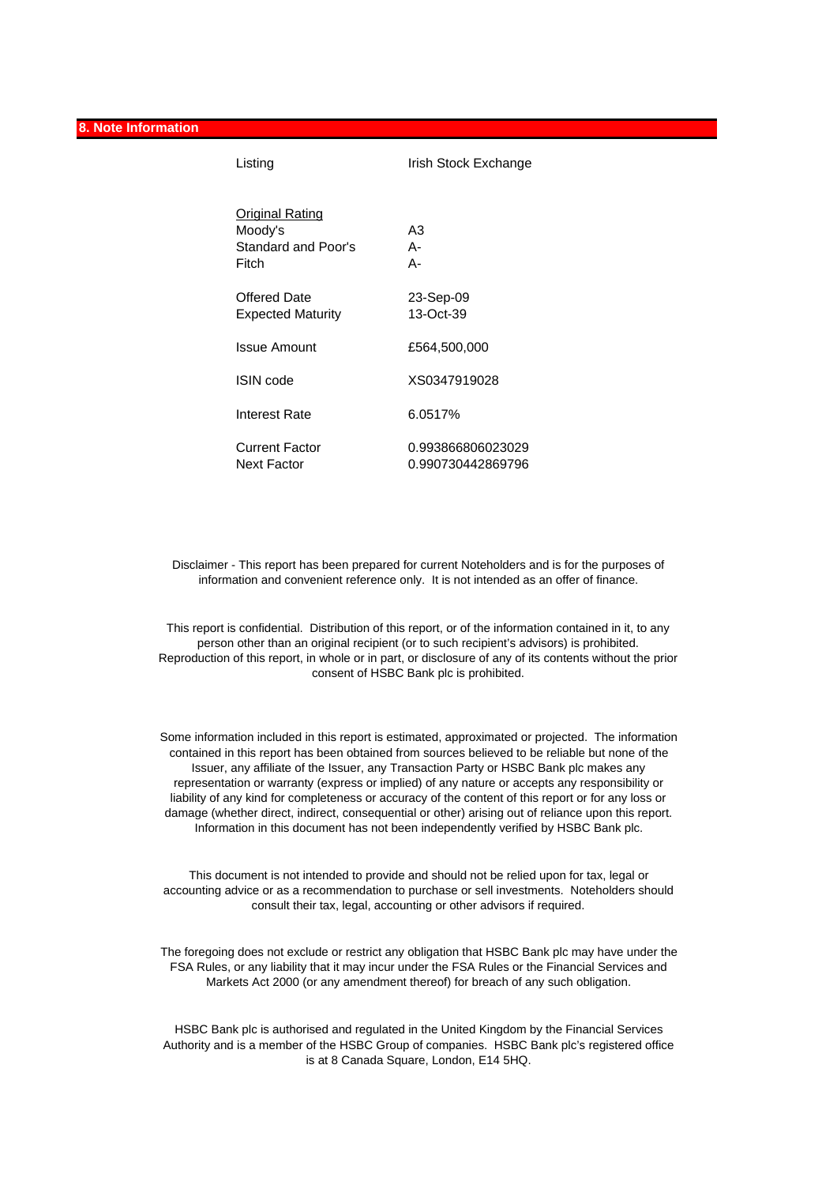## 8. Note Information

| | |
|---|---|
| Listing | Irish Stock Exchange |
| <u>Original Rating</u> | |
| Moody's | A3 |
| Standard and Poor's | A- |
| Fitch | A- |
| Offered Date | 23-Sep-09 |
| Expected Maturity | 13-Oct-39 |
| Issue Amount | £564,500,000 |
| ISIN code | XS0347919028 |
| Interest Rate | 6.0517% |
| Current Factor | 0.993866806023029 |
| Next Factor | 0.990730442869796 |

Disclaimer - This report has been prepared for current Noteholders and is for the purposes of information and convenient reference only. It is not intended as an offer of finance.

This report is confidential. Distribution of this report, or of the information contained in it, to any person other than an original recipient (or to such recipient's advisors) is prohibited. Reproduction of this report, in whole or in part, or disclosure of any of its contents without the prior consent of HSBC Bank plc is prohibited.

Some information included in this report is estimated, approximated or projected. The information contained in this report has been obtained from sources believed to be reliable but none of the Issuer, any affiliate of the Issuer, any Transaction Party or HSBC Bank plc makes any representation or warranty (express or implied) of any nature or accepts any responsibility or liability of any kind for completeness or accuracy of the content of this report or for any loss or damage (whether direct, indirect, consequential or other) arising out of reliance upon this report. Information in this document has not been independently verified by HSBC Bank plc.

This document is not intended to provide and should not be relied upon for tax, legal or accounting advice or as a recommendation to purchase or sell investments. Noteholders should consult their tax, legal, accounting or other advisors if required.

The foregoing does not exclude or restrict any obligation that HSBC Bank plc may have under the FSA Rules, or any liability that it may incur under the FSA Rules or the Financial Services and Markets Act 2000 (or any amendment thereof) for breach of any such obligation.

HSBC Bank plc is authorised and regulated in the United Kingdom by the Financial Services Authority and is a member of the HSBC Group of companies. HSBC Bank plc's registered office is at 8 Canada Square, London, E14 5HQ.